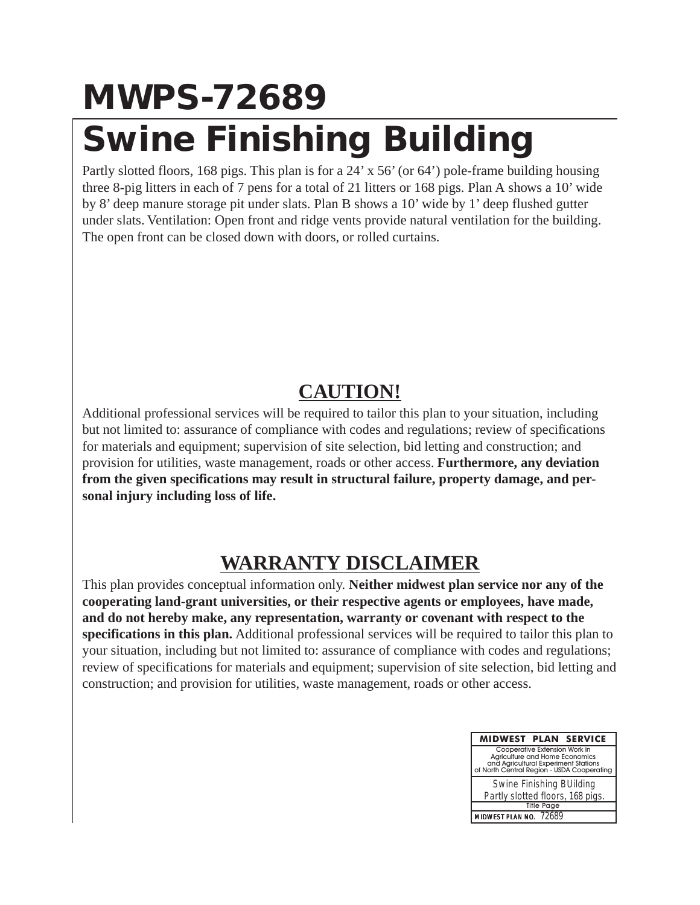# MWPS-72689

# Swine Finishing Building

Partly slotted floors, 168 pigs. This plan is for a 24' x 56' (or 64') pole-frame building housing three 8-pig litters in each of 7 pens for a total of 21 litters or 168 pigs. Plan A shows a 10' wide by 8' deep manure storage pit under slats. Plan B shows a 10' wide by 1' deep flushed gutter under slats. Ventilation: Open front and ridge vents provide natural ventilation for the building. The open front can be closed down with doors, or rolled curtains.

## CAUTION!

Additional professional services will be required to tailor this plan to your situation, including but not limited to: assurance of compliance with codes and regulations; review of specifications for materials and equipment; supervision of site selection, bid letting and construction; and provision for utilities, waste management, roads or other access. **Furthermore, any deviation from the given specifications may result in structural failure, property damage, and personal injury including loss of life.**

## WARRANTY DISCLAIMER

This plan provides conceptual information only. **Neither midwest plan service nor any of the cooperating land-grant universities, or their respective agents or employees, have made, and do not hereby make, any representation, warranty or covenant with respect to the specifications in this plan.** Additional professional services will be required to tailor this plan to your situation, including but not limited to: assurance of compliance with codes and regulations; review of specifications for materials and equipment; supervision of site selection, bid letting and construction; and provision for utilities, waste management, roads or other access.

| MIDWEST PLAN SERVICE |
|---|
| Cooperative Extension Work in Agriculture and Home Economics and Agricultural Experiment Stations of North Central Region - USDA Cooperating |
| Swine Finishing BUilding Partly slotted floors, 168 pigs. |
| Title Page |
| MIDWEST PLAN NO. 72689 |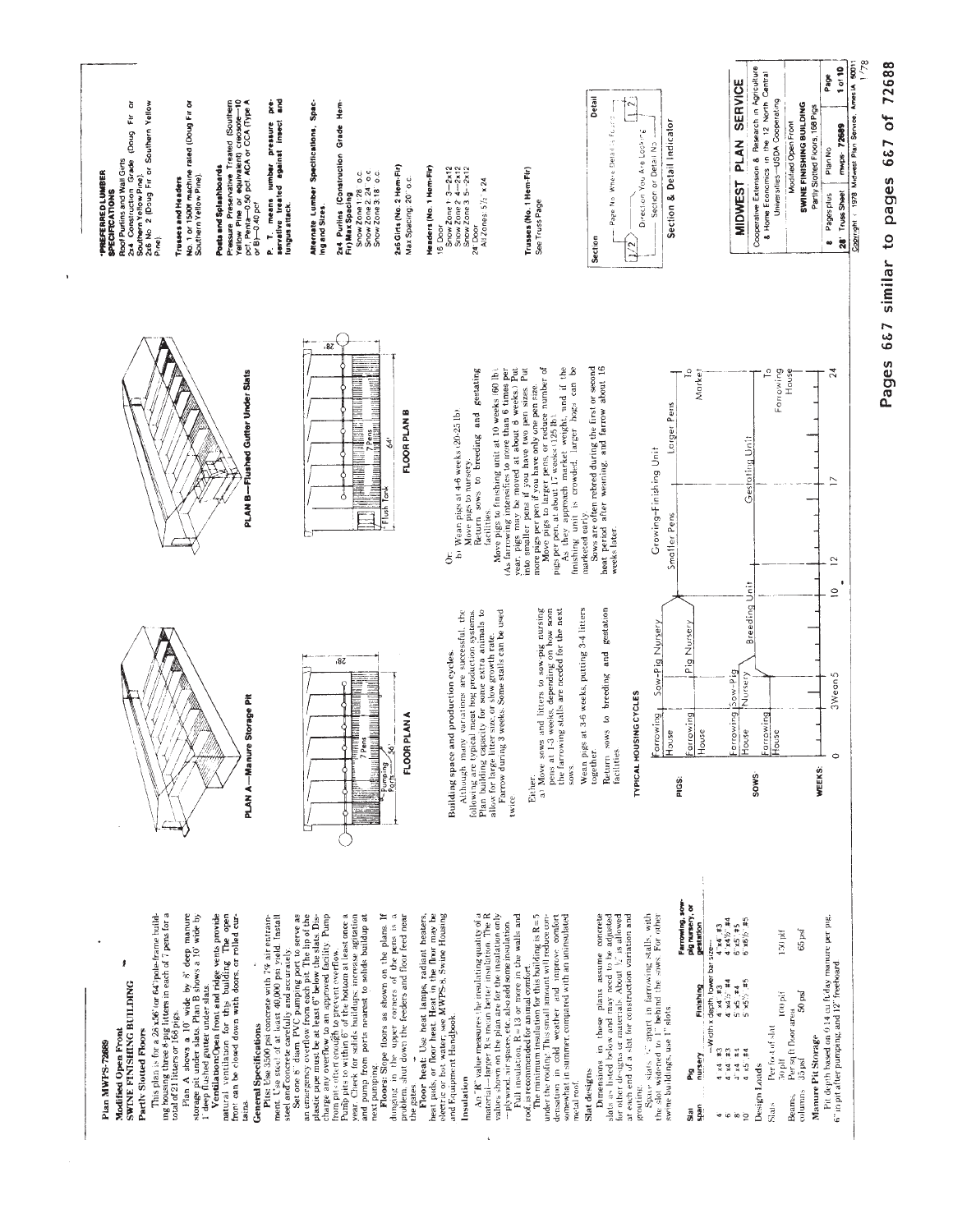## Plan MWPS-72689

### Modified Open Front
### SWINE FINISHING BUILDING
### Partly Slotted Floors

This plan is for a 28'x56' (or 64') pole-frame building housing three 8-pig litters in each of 7 pens for a total of 21 litters or 168 pigs.

Plan A shows a 10' wide by 8' deep manure storage pit under slats. Plan B shows a 10' wide by 1' deep flushed gutter under slats.

**Ventilation:** Open front and ridge vents provide natural ventilation for the building. The open front can be closed down with doors, or rolled curtains.

### General Specifications

**Pits:** Use 3500 psi concrete with 7% air entrainment. Use steel of at least 40,000 psi yield. Install steel and concrete carefully and accurately.

Set one 8" diam PVC pumping port to serve as an emergency overflow from each pit. The lip of the plastic pipe must be at least 6" below the slats. Discharge any overflow to an approved facility. Pump from pits often enough to prevent overflow.

Pump pits to within 6" of the bottom at least once a year. Check for solids buildup; increase agitation and pump from ports nearest to solids buildup at next pumping.

**Floors:** Slope floors as shown on the plans. If dunging in the upper corners of the pens is a problem, shut down the feeders and floor feed near the gates.

**Floor heat:** Use heat lamps, radiant heaters, heat pads, or floor heat. Heat in the floor may be electric or hot water; see MWPS-8, Swine Housing and Equipment Handbook.

### Insulation

An "R" value measures the insulating quality of a material—larger R's mean better insulation. The R values shown on the plan are for the insulation only—plywood, air spaces, etc. also add some insulation.

Full insulation, R = 13 or more in the walls and roof, is recommended for animal comfort.

The minimum insulation for this building is R = 5 under the roofing. This small amount will reduce condensation in cold weather and improve comfort somewhat in summer, compared with an uninsulated metal roof.

### Slat designs

Dimensions in these plans assume concrete slats as listed below and may need to be adjusted for other designs or materials. About ½" is allowed at each end of a slat for construction variation and grouting.

Space slats ¾" apart in farrowing stalls, with the slat widened to 1" behind the sows. For other swine buildings, use 1" slots.

| Slat span | Pig nursery | Finishing | Farrowing, sow-pig nursery, or gestation |
|---|---|---|---|
| | —Width x depth, lower bar size— | | |
| 4 | 4"x4" #3 | 4"x4" #3 | 4"x4" #3 |
| 6 | 4"x4" #3 | 4"x4½" #4 | 4"x4½" #4 |
| 8 | 4"x4" #4 | 5"x5" #4 | 5"x5" #5 |
| 10 | 4"x5" #4 | 5"x5½" #5 | 6"x6½" #5 |

### Design Loads

| | | | |
|---|---|---|---|
| Slats | Per foot of slat | | |
| | 50 plf | 100 plf | 150 plf |
| Beams, columns | Per sq ft floor area | | |
| | 35 psf | 50 psf | 65 psf |

### Manure Pit Storage

Pit depth based on 0.14 cu ft/day manure per pig, 6" in pit after pumping, and 12" freeboard.

PLAN A—Manure Storage Pit

FLOOR PLAN A

PLAN B—Flushed Gutter Under Slats

FLOOR PLAN B

### Building space and production cycles.

Although many variations are successful, the following are typical modern hog production systems. Plan building capacity for some extra animals to allow for large litter size or slow growth rate.

Farrow during 3 weeks. Some stalls can be used twice.

Either:

a) Move sows and litters to sow-pig nursing pens at 1-3 weeks, depending on how soon the farrowing stalls are needed for the next sows.

Wean pigs at 3-6 weeks, putting 3-4 litters together.

Return sows to breeding and gestation facilities.

Or:

b) Wean pigs at 4-6 weeks (20-25 lb).

Move pigs to nursery.

Return sows to breeding and gestating facilities.

Move pigs to finishing unit at 10 weeks (60 lb). (As farrowing intensifies to more than 6 times per year, pigs may be moved at about 8 weeks.) Put into smaller pens if you have two pen sizes. Put more pigs per pen if you have only one pen size.

Move pigs to larger pens, or reduce number of pigs per pen, at about 17 weeks (125 lb).

As they approach market weight, and if the finishing unit is crowded, larger hogs can be marketed early.

Sows are often rebred during the first or second heat period after weaning, and farrow about 16 weeks later.

### TYPICAL HOUSING CYCLES

PIGS: Farrowing House | Sow-Pig Nursery | Growing–Finishing Unit (Smaller Pens, Larger Pens) | To Market

Farrowing House | Pig Nursery

SOWS: Farrowing House | Sow-Pig Nursery | Breeding Unit | Gestating Unit | To Farrowing House

Farrowing House

WEEKS: 0, 3 Wean 5, 10, 12, 17, 24

### *PREFERRED LUMBER SPECIFICATIONS

Roof Purlins and Wall Girts
2x4 Construction Grade (Doug Fir or Southern Yellow Pine);
2x6 No. 2 (Doug Fir or Southern Yellow Pine).

**Trusses and Headers**
No. 1 or 1500f machine rated (Doug Fir or Southern Yellow Pine).

**Posts and Splashboards**
Pressure Preservative Treated (Southern Yellow Pine or equivalent) creosote—10 pcf, Penta—0.50 pcf, ACA or CCA (Type A or B)—0.40 pcf.

**P. T.** means lumber pressure preservative treated against insect and fungus attack.

**Alternate Lumber Specifications, Spacing and Sizes.**

**2x4 Purlins (Construction Grade Hem-Fir) Max Spacing**
Snow Zone 1: 28" o.c.
Snow Zone 2: 24" o.c.
Snow Zone 3: 18" o.c.

**2x6 Girts (No. 2 Hem-Fir)**
Max Spacing: 20" o.c.

**Headers (No. 1 Hem-Fir)**
16' Door
Snow Zone 1: 3—2x12
Snow Zone 2: 4—2x12
Snow Zone 3: 5—2x12
24' Door
All Zones 5½" x 24

**Trusses (No. 1 Hem-Fir)**
See Truss Page

Section | Detail

Page No. Where Detail is Found

Direction You Are Looking

Section or Detail No.

Section & Detail Indicator

**MIDWEST PLAN SERVICE**

Cooperative Extension & Research in Agriculture & Home Economics in the 12 North Central Universities—USDA Cooperating

Modified Open Front
SWINE FINISHING BUILDING
Partly Slotted Floors, 168 Pigs

8 Pages plus 28' Truss Sheet | Plan No. mwps-72689 | Page 1 of 10

Copyright © 1978 Midwest Plan Service, Ames IA 50011 1/78

**Pages 6&7 similar to pages 6&7 of 72688**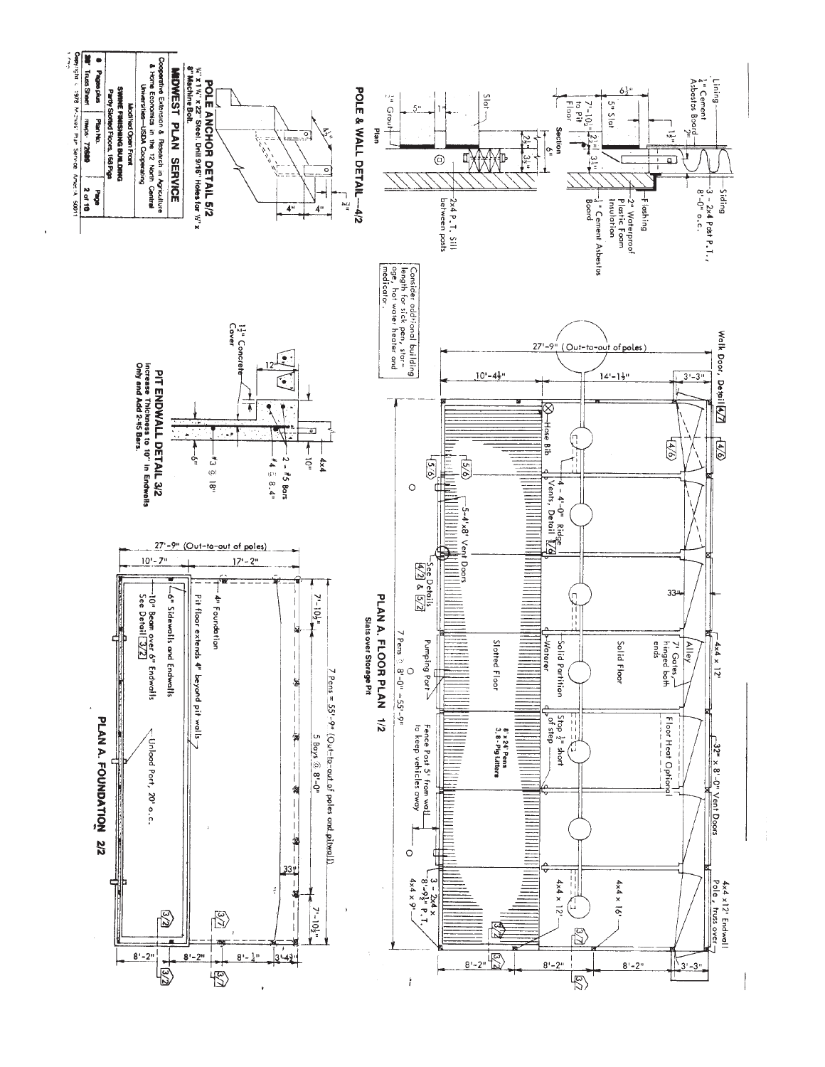# PLAN A. FLOOR PLAN 1/2

**Slats over Storage Pit**

Walk Door, Detail 4/7

27'-9" (Out-to-out of poles)

10'-4½" — 14'-1½" — 3'-3"

Hose Bib

4 - 4'-0" Ridge Vents, Detail 7/6

5-4'x8' Vent Doors

See Details 4/2 & 5/2

Slotted Floor

Pumping Port

Solid Partition

Waterer

Solid Floor

7' Gates, hinged both ends

Alley

4x4 x 12'

Floor Heat Optional

Stop ½" short of step

8 x 24 Pens 3, 8-Pig Litters

Fence Post 5' from wall to keep vehicles away

32" x 8'-0" Vent Doors

3 - 2x4 x 8'-9½" P.T.

4x4 x 9'

4x4 x 12'

4x4 x 16'

4x4 x 12' Endwall Pole, truss over

33"

7 Pens @ 8'-0" = 55'-9"

8'-2" — 8'-2" — 8'-2" — 3'-3"

Consider additional building length for sick pen, storage, hot water heater and medicator.

# PLAN A. FOUNDATION 2/2

27'-9" (Out-to-out of poles)

10'-7" — 17'-2"

7'-10½"

4" Foundation

Pit floor extends 4" beyond pit walls

6" Sidewalls and Endwalls

10" Beam over 6" Endwalls See Detail 3/2

Unload Port, 20' o.c.

7 Pens = 55'-9" (Out-to-out of poles and pitwall)

5 Bays @ 8'-0"

33"

7'-10½"

8'-2" — 8'-2" — 8'-½" — 3'-4¾"

# POLE & WALL DETAIL—4/2

**Section**

Lining—½" Cement Asbestos Board

3 - 2x4 Post P.T., 8'-0" o.c.

Siding

Flashing

2" Waterproof Plastic Foam Insulation

¼" Cement Asbestos Board

6½"

5" Slat

1½"

7'-10½" to Pit Floor

2½" — 3½"

6"

**Plan**

Slat

5"

1" Grout

2½" — 3½"

2x4 P.T. Sill between posts

# POLE ANCHOR DETAIL 5/2

¼" x 1¼" x 22" Steel. Drill 9/16" Holes for ½" x 8" Machine Bolt.

4½" — ¾" — 4" — 4"

# PIT ENDWALL DETAIL 3/2

Increase Thickness to 10" in Endwalls Only and Add 2-#5 Bars.

1½" Cover

12"

Concrete

4x4

10"

2 - #5 Bars

#4 @ 8.4"

#3 @ 18"

6"

**MIDWEST PLAN SERVICE**

Cooperative Extension & Research in Agriculture & Home Economics in the 12 North Central Universities—USDA Cooperating

Modified Open Front
SWINE FINISHING BUILDING
Partly Slotted Floors, 168 Pigs

| 8 Pages plus | Plan No. | Page |
|---|---|---|
| 28' Truss Sheet | mwps 72689 | 2 of 10 |

Copyright © 1978 Midwest Plan Service Ames, IA 50011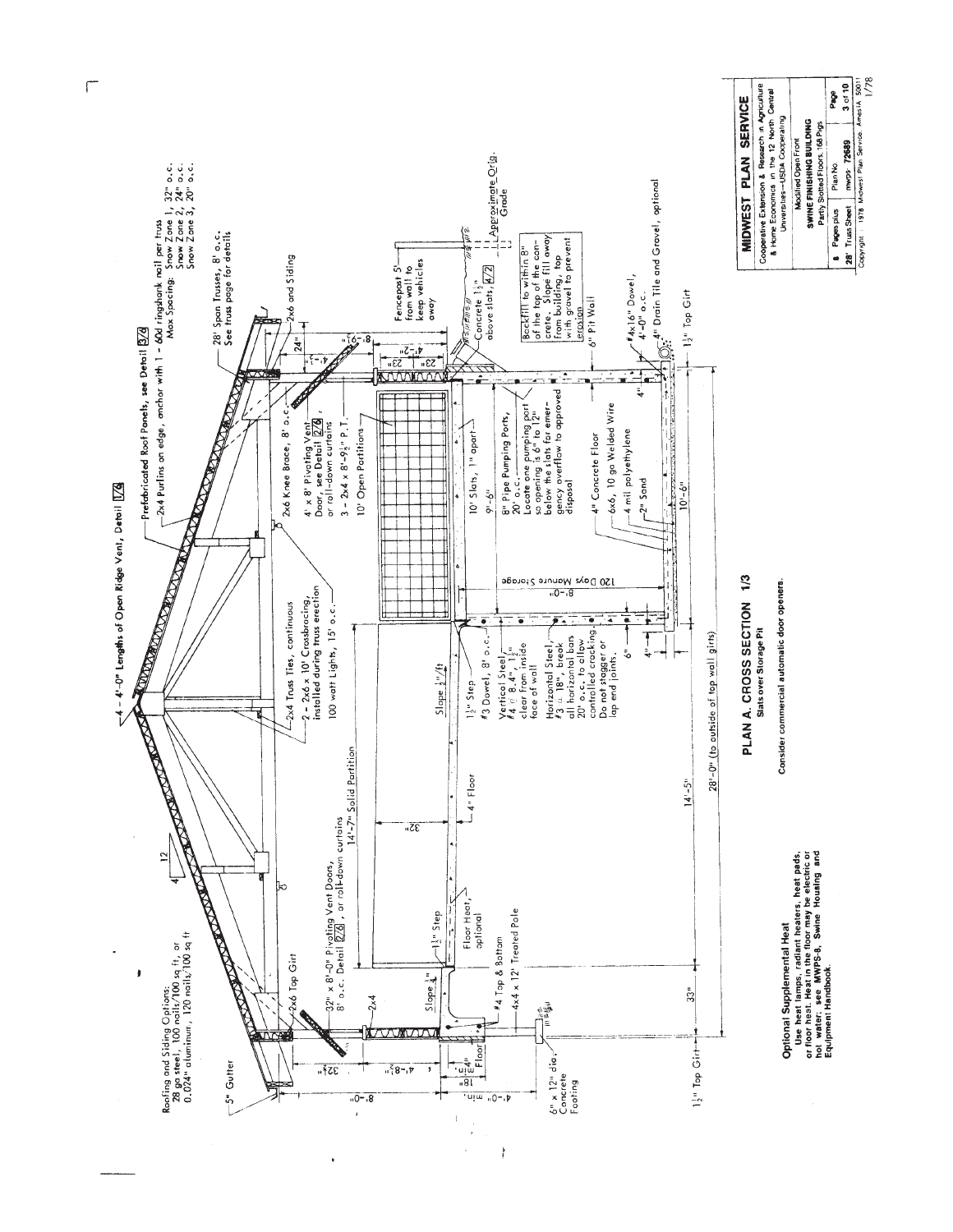# PLAN A. CROSS SECTION 1/3

**Slats over Storage Pit**

Consider commercial automatic door openers.

Roofing and Siding Options:
28 ga steel, 100 nails/100 sq ft, or
0.024" aluminum, 120 nails/100 sq ft

4 - 4'-0" Lengths of Open Ridge Vent, Detail 1/6

Prefabricated Roof Panels, see Detail 3/6

2x4 Purlins on edge, anchor with 1 - 60d ringshank nail per truss
Max Spacing: Snow Zone 1, 32" o.c.
Snow Zone 2, 24" o.c.
Snow Zone 3, 20" o.c.

28' Span Trusses, 8' o.c.
See truss page for details

2x6 and Siding

5" Gutter

2x6 Top Girt

2x4 Truss Ties, continuous

2 - 2x6 x 10' Crossbracing, installed during truss erection

100 watt Lights, 15' o.c.

2x6 Knee Brace, 8' o.c.

4' x 8' Pivoting Vent Door, see Detail 2/6, or roll-down curtains

3 - 2x4 x 8'-9½" P.T.

10' Open Partitions

32" x 8'-0" Pivoting Vent Doors, 8' o.c. Detail 2/6, or roll-down curtains

14'-7" Solid Partition

2x4

1½" Step

Floor Heat, optional

#4 Top & Bottom

4x4 x 12' Treated Pole

4" Floor

Slope ¼"

Slope ½"/ft

1½" Step

#3 Dowel, 8' o.c.

Vertical Steel #4 @ 8.4", 1½" clear from inside face of wall

Horizontal Steel #3 @ 18", break all horizontal bars 20' o.c. to allow controlled cracking. Do not stagger or lap end joints.

10' Slats, 1" apart

9'-6"

120 Days Manure Storage

8" Pipe Pumping Ports, 20' o.c.
Locate one pumping port so opening is 6" to 12" below the slats for emergency overflow to approved disposal

4" Concrete Floor

6x6, 10 ga Welded Wire

4 mil polyethylene

2" Sand

10'-6"

Fencepost 5' from wall to keep vehicles away

Concrete 1½" above slats, 4/2

Approximate Orig. Grade

Backfill to within 8" of the top of the concrete. Slope fill away from building, top with gravel to prevent erosion

6" Pit Wall

#4x16" Dowel, 4'-0" o.c.

4" Drain Tile and Gravel, optional

1½" Top Girt

6" x 12" dia. Concrete Footing

1½" Top Girt

33"

14'-5"

28'-0" (to outside of top wall girts)

8'-0"

4'-0"

32¾"

4'-8½"

18"

24"

4'-2"

23"

8'-9"

32"

8'-0"

6"

4"

12 / 4

## Optional Supplemental Heat

Use heat lamps, radiant heaters, heat pads, or floor heat. Heat in the floor may be electric or hot water; see **MWPS-8, Swine Housing and Equipment Handbook.**

---

**MIDWEST PLAN SERVICE**

Cooperative Extension & Research in Agriculture & Home Economics in the 12 North Central Universities—USDA Cooperating

Modified Open Front
**SWINE FINISHING BUILDING**
Partly Slotted Floors, 168 Pigs

| 8 Pages plus 28' Truss Sheet | Plan No. mwps-72689 | Page 3 of 10 |
|---|---|---|

Copyright 1978 Midwest Plan Service, Ames IA 50011 1/78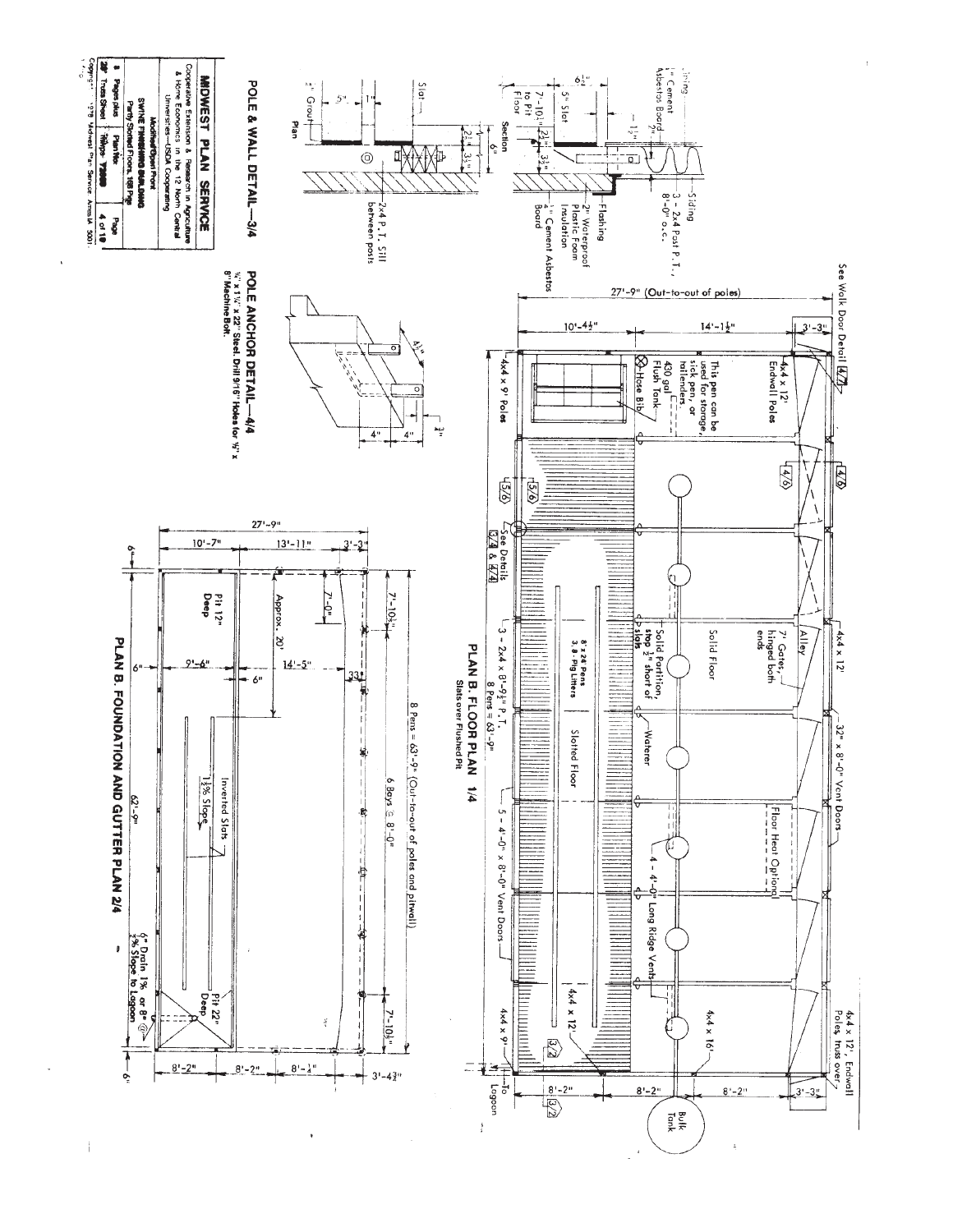## PLAN B. FLOOR PLAN 1/4

Slats over Flushed Pit

- 27'-9" (Out-to-out of poles)
- 10'-4½"
- 14'-1½"
- 3'-3"
- See Walk Door Detail 4/4
- 4x4 x 12' Endwall Poles
- This pen can be used for storage, sick pen, or hallenders.
- 430 gal Flush Tank
- Hose Bib
- 4x4 x 9' Poles
- 5/6
- See Details 3/4 & 4/4
- 3 - 2x4 x 8'-9½" P.T.
- 8 Pens = 63'-9"
- 8 x 24 Pens 3.8-Pig Litters
- Slotted Floor
- Solid Partition, stop ½" short of slats
- Waterer
- 7' Gates, hinged both ends
- Alley
- Solid Floor
- 4x4 x 12'
- 32" x 8'-0" Vent Doors
- Floor Heat Optional
- 5 - 4'-0" x 8'-0" Vent Doors
- 4 - 4'-0" Long Ridge Vents
- 4x4 x 12'
- 4x4 x 9'
- 4x4 x 16'
- 4x4 x 12', Endwall Poles, truss over
- 3/4
- 8'-2"
- 8'-2"
- 8'-2"
- 3'-3"
- To Lagoon
- Bulk Tank

## PLAN B. FOUNDATION AND GUTTER PLAN 2/4

- 27'-9"
- 10'-7"
- 13'-11"
- 3'-3"
- 6"
- 7'-0"
- Approx. 20'
- Pit 12" Deep
- 9'-6"
- 14'-5"
- 6"
- 33"
- 7'-10½"
- 8 Pens = 63'-9" (Out-to-out of poles and pitwall)
- 6 Bays @ 8'-0"
- 62'-9"
- 1½% Slope
- Inverted Slats
- Pit 22" Deep
- 7'-10½"
- 6" Drain 1% or 8" ½% Slope to Lagoon
- 8'-2"
- 8'-2"
- 8'-¼"
- 3'-4½"
- 6"

## POLE & WALL DETAIL—3/4

- Siding
- ¼" Cement Asbestos Board
- 1½"
- 6½"
- 5" Slot
- 7'-10½" to Pit Floor
- 2¼"
- 3½"
- Section
- 6"
- Flashing
- 2" Waterproof Plastic Foam Insulation
- ¼" Cement Asbestos Board
- Siding
- 3 - 2x4 Post P.T., 8'-0" o.c.
- Slat
- 2¼"
- 3½"
- 5"
- 1"
- 2½" Grout
- Plan
- 2x4 P.T. Sill between posts

## POLE ANCHOR DETAIL—4/4

¼" x 1¼" x 22" Steel. Drill 9/16" Holes for ½" x 8" Machine Bolt.

- 4½"
- 4"
- 4"
- 1½"

**MIDWEST PLAN SERVICE**

Cooperative Extension & Research in Agriculture & Home Economics in the 12 North Central Universities—USDA Cooperating

Modified/Open Front
SWINE FINISHING BUILDING
Partly Slotted Floors, 168 Pigs

| 8 Pages plus 28" Truss Sheet | Plan No. 72008 | Page 4 of 10 |
|---|---|---|

Copyright 1978 Midwest Plan Service Ames IA 50011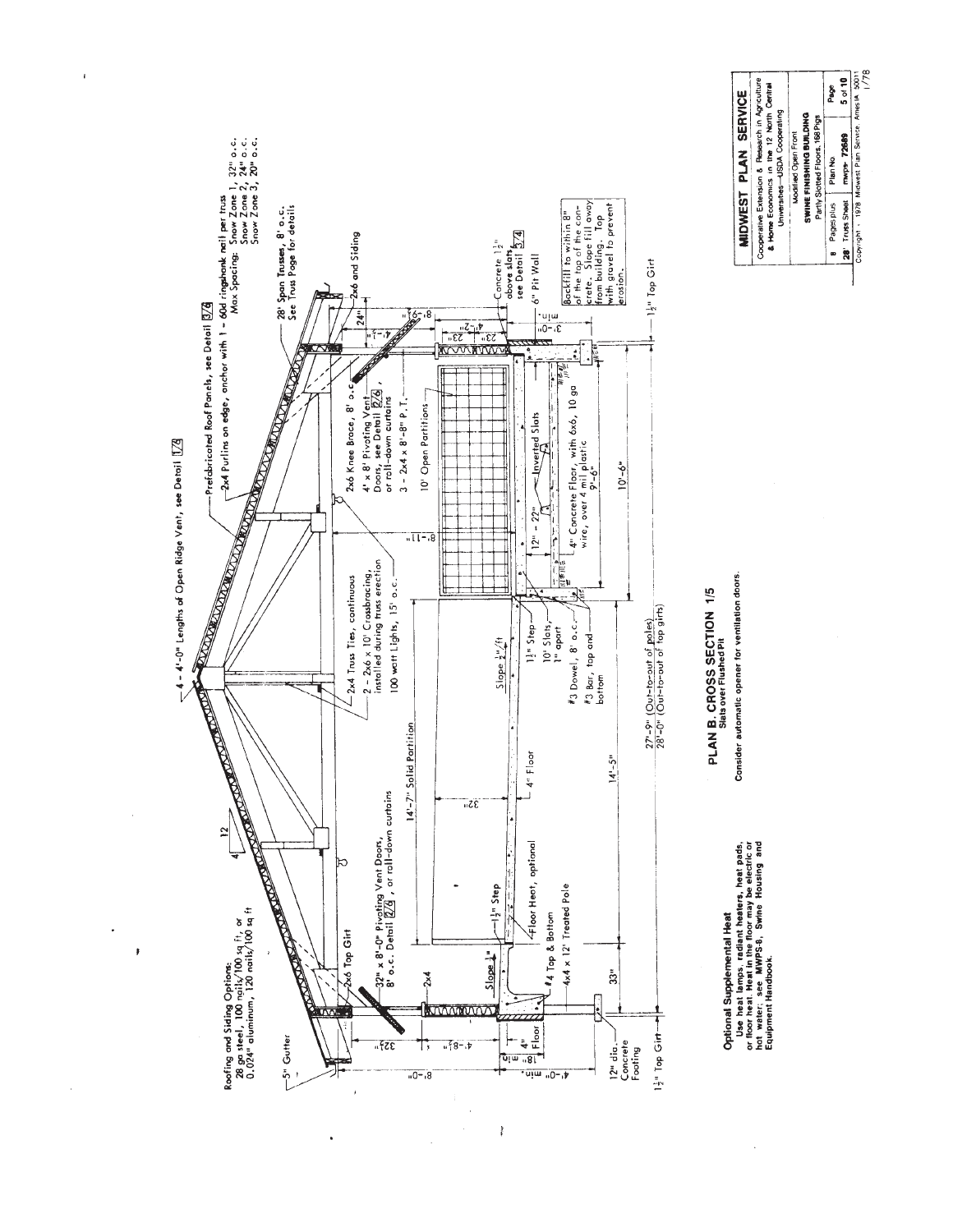Roofing and Siding Options:
28 ga steel, 100 nails/100 sq ft, or
0.024" aluminum, 120 nails/100 sq ft

5" Gutter

4 - 4'-0" Lengths of Open Ridge Vent, see Detail 1/6

Prefabricated Roof Panels, see Detail 3/6

2x4 Purlins on edge, anchor with 1 - 60d ringshank nail per truss
Max Spacing: Snow Zone 1, 32" o.c.
Snow Zone 2, 24" o.c.
Snow Zone 3, 20" o.c.

28' Span Trusses, 8' o.c.
See Truss Page for details

2x6 Top Girt

32" x 8'-0" Pivoting Vent Doors, 8' o.c. Detail 2/6, or roll-down curtains

2x4 Truss Ties, continuous

2 - 2x6 x 10' Crossbracing, installed during truss erection

100 watt Lights, 15' o.c.

2x6 Knee Brace, 8' o.c.

4' x 8' Pivoting Vent Doors, see Detail 2/6, or roll-down curtains

3 - 2x4 x 8'-8" P.T.

10' Open Partitions

2x6 and Siding

14'-7" Solid Partition

Slope 1/2"/ft

1 1/2" Step

Floor Heat, optional

#4 Top & Bottom

4x4 x 12' Treated Pole

4" Floor

1 1/2" Step

10' Slats, 1" apart

#3 Dowel, 8' o.c.

#3 Bar, top and bottom

Inverted Slats

4" Concrete Floor, with 6x6, 10 ga wire, over 4 mil plastic

Concrete 1 1/2" above slats, see Detail 5/4

6" Pit Wall

Backfill to within 8" of the top of the concrete. Slope fill away from building. Top with gravel to prevent erosion.

12" dia. Concrete Footing

1 1/2" Top Girt

33"

14'-5"

10'-6"

9'-6"

27'-9" (Out-to-out of poles)
28'-0" (Out-to-out of top girts)

## PLAN B. CROSS SECTION 1/5

Slats over Flushed Pit

Consider automatic opener for ventilation doors.

### Optional Supplemental Heat

Use heat lamps, radiant heaters, heat pads, or floor heat. Heat in the floor may be electric or hot water; see MWPS-8, Swine Housing and Equipment Handbook.

**MIDWEST PLAN SERVICE**

Cooperative Extension & Research in Agriculture & Home Economics in the 12 North Central Universities—USDA Cooperating

Modified Open Front
**SWINE FINISHING BUILDING**
Partly Slotted Floors, 168 Pigs

| 8 Pages plus | Plan No | Page |
|---|---|---|
| 28' Truss Sheet | mwps-72689 | 5 of 10 |

Copyright 1978 Midwest Plan Service, Ames IA 50011 1/78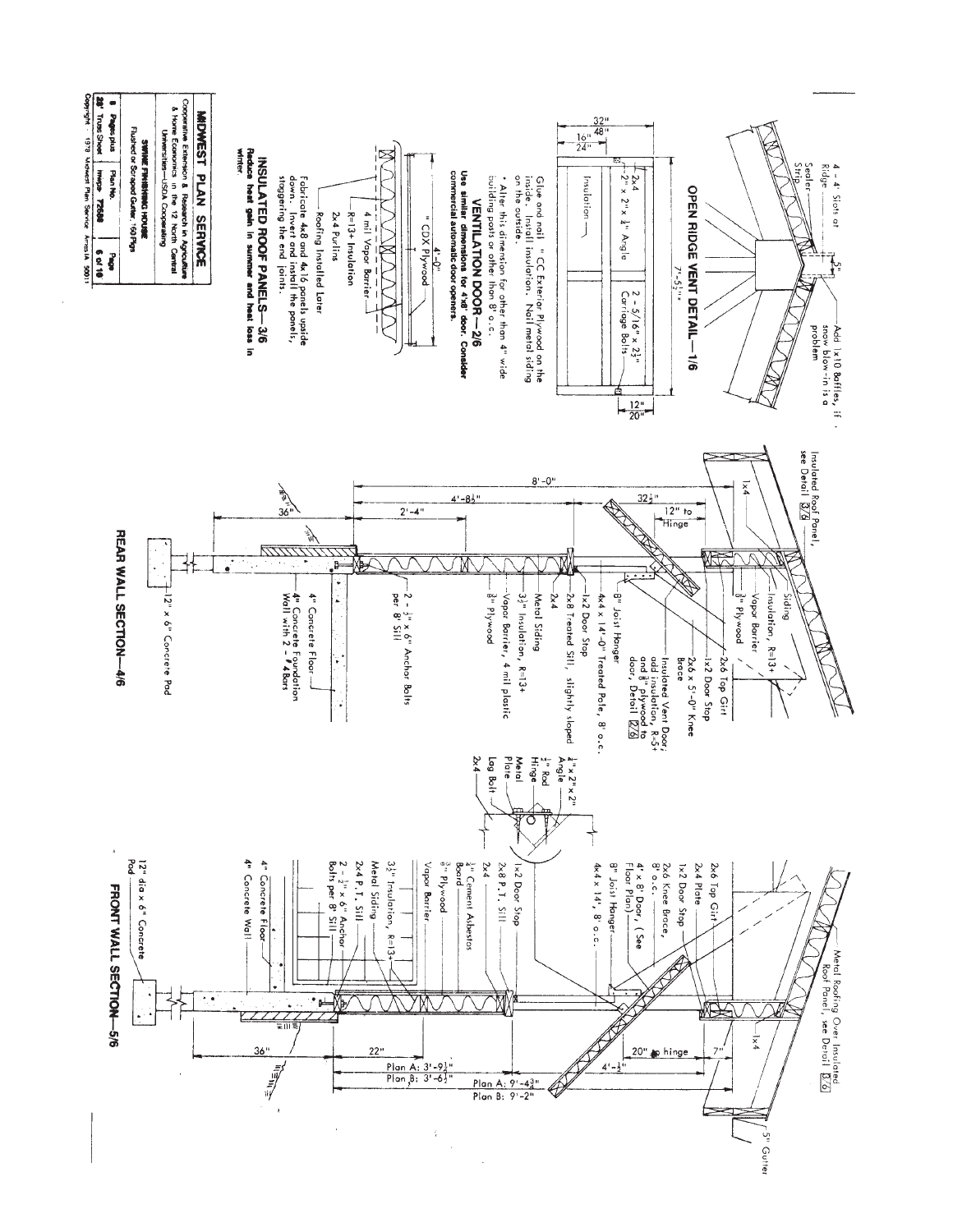## OPEN RIDGE VENT DETAIL—1/6

4 - 4' Slots at Ridge

Sealer Strip

5"

Add 1x10 Baffles, if snow blow-in is a problem

## VENTILATION DOOR—2/6

32"

16" 48" 24"

7'-5½"

2x4

2" x 2" x ¼" Angle

Insulation

2 - 5/16" x 2½" Carriage Bolts

12" 20"

Glue and nail " CC Exterior Plywood on the inside. Install insulation. Nail metal siding on the outside.

\* Alter this dimension for other than 4" wide building posts or other than 8' o.c.

**Use similar dimensions for 4'x8' door. Consider commercial automatic door openers.**

## INSULATED ROOF PANELS—3/6

4'-0"

" CDX Plywood

4 mil Vapor Barrier

R=13+ Insulation

2x4 Purlins

Roofing Installed Later

Fabricate 4x8 and 4x16 panels upside down. Invert and install the panels, staggering the end joints.

**Reduce heat gain in summer and heat loss in winter.**

## REAR WALL SECTION—4/6

Insulated Roof Panel, see Detail 3/6

1x4

Siding

Insulation, R=13+

Vapor Barrier

⅜" Plywood

2x6 Top Girt

1x2 Door Stop

2x6 x 5'-0" Knee Brace

Insulated Vent Door; add insulation, R-5+ and ⅜" plywood to door, Detail 2/6

8" Joist Hanger

4x4 x 14'-0" Treated Pole, 8' o.c.

1x2 Door Stop

2x8 Treated Sill, slightly sloped

2x4

Metal Siding

3½" Insulation, R=13+

Vapor Barrier, 4 mil plastic

⅜" Plywood

2 - ½" x 6" Anchor Bolts per 8' Sill

4" Concrete Floor

4" Concrete Foundation Wall with 2 - #4 Bars

12" x 6" Concrete Pad

8'-0"

4'-8½"

32½"

12" to Hinge

2'-4"

36"

¼" x 2" x 2" Angle

½" Rod Hinge

Metal Plate

Lag Bolt

2x4

## FRONT WALL SECTION—5/6

Metal Roofing Over Insulated Roof Panel, see Detail 3/6

1x4

5" Gutter

2x6 Top Girt

2x4 Plate

1x2 Door Stop

2x6 Knee Brace, 8' o.c.

4' x 8' Door, (See Floor Plan)

8" Joist Hanger

4x4 x 14', 8' o.c.

1x2 Door Stop

2x8 P.T. Sill

2x4

¼" Cement Asbestos Board

⅜" Plywood

Vapor Barrier

3½" Insulation, R=13+

Metal Siding

2x4 P.T. Sill

2 - ½" x 6" Anchor Bolts per 8' Sill

4" Concrete Floor

4" Concrete Wall

12" dia x 6" Concrete Pad

7"

20" to hinge

4'-½"

36"

22"

Plan A: 3'-9½"

Plan B: 3'-6½"

Plan A: 9'-4¾"

Plan B: 9'-2"

**MIDWEST PLAN SERVICE**

Cooperative Extension & Research in Agriculture & Home Economics in the 12 North Central Universities—USDA Cooperating

**SWINE FINISHING HOUSE**

Flushed or Scraped Gutter: 160 Pigs

| 8 Pages plus 28" Truss Sheet | Plan No. Image 72508 | Page 6 of 16 |
|---|---|---|

Copyright 1978 Midwest Plan Service Ames IA 50011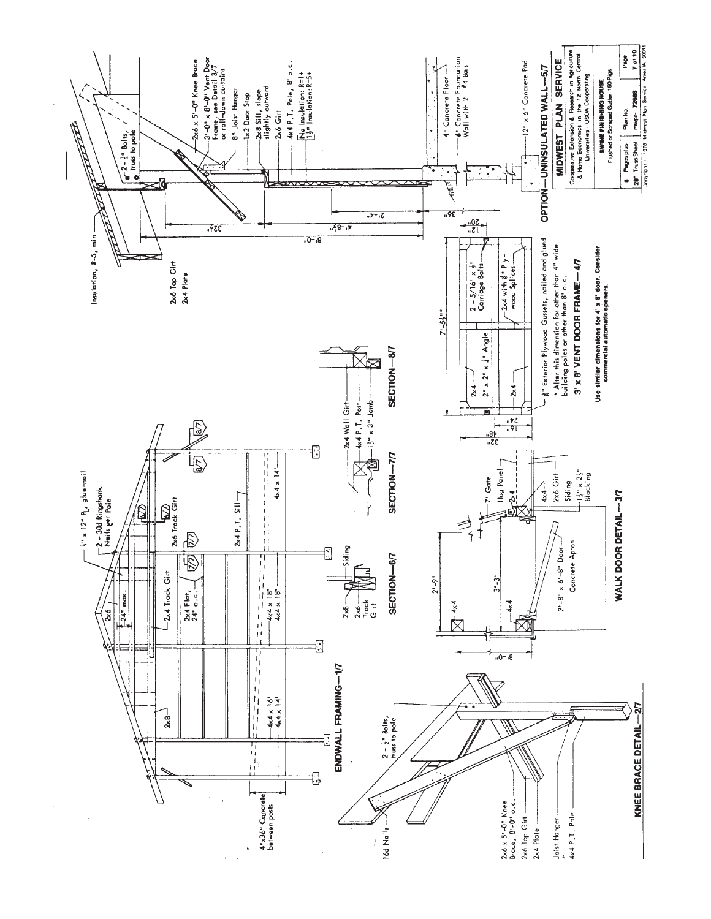## ENDWALL FRAMING—1/7

- ½" x 12" Pl, glue-nail
- 2 - 30d Ringshank Nails per Pole
- 2x6
- 24" max.
- 2x8
- 2x4 Track Girt
- 2x4 Flat, 24" o.c.
- 2x6 Track Girt
- 2x4 P.T. Sill
- 4x4 x 16'
- 4x4 x 14'
- 4x4 x 18'
- 4x4 x 18'
- 4x4 x 14'
- 4"x36" Concrete between posts

## KNEE BRACE DETAIL—2/7

- 2 - ½" Bolts, truss to pole
- 16d Nails
- 2x6 x 5'-0" Knee Brace, 8'-0" o.c.
- 2x6 Top Girt
- 2x4 Plate
- Joist Hanger
- 4x4 P.T. Pole

## SECTION—6/7

- 2x8
- 2x6 Track Girt
- Siding

## SECTION—7/7

- 2x4 Wall Girt
- 4x4 P.T. Post
- 1½" x 3" Jamb

## SECTION—8/7

## WALK DOOR DETAIL—3/7

- 2'-9"
- 3'-3"
- 8'-0"
- 4x4
- 4x4
- 2'-8" x 6'-8" Door
- Concrete Apron
- 7' Gate
- Hog Panel
- 2x4
- 4x4
- 2x6 Girt
- Siding
- 1½" x 2½" Blocking

## 3' x 8' VENT DOOR FRAME—4/7

- 7'-5½"*
- 12"
- 20"
- 16"
- 24"
- 48"
- 32"
- 2x4
- 2" x 2" x ⅛" Angle
- 2x4
- 2 - 5/16" x ½" Carriage Bolts
- 2x4 with ⅜" Plywood Splices
- ⅜" Exterior Plywood Gussets, nailed and glued

\* Alter this dimension for other than 4" wide building poles or other than 8' o.c.

**Use similar dimensions for 4' x 8' door. Consider commercial automatic openers.**

## OPTION—UNINSULATED WALL—5/7

- Insulation, R=5, min
- 2 - ½" Bolts, truss to pole
- 2x6 x 5'-0" Knee Brace
- 3'-0" x 8'-0" Vent Door Frame, see Detail 3/7 or roll-down curtains
- 8" Joist Hanger
- 1x2 Door Stop
- 2x8 Sill, slope slightly outward
- 2x6 Girt
- 4x4 P.T. Pole, 8' o.c.
- No Insulation: R=1+
- 1½" Insulation: R=5+
- 2x6 Top Girt
- 2x4 Plate
- 32½"
- 4'-8½"
- 2'-4"
- 8'-0"
- 36"
- 4" Concrete Floor
- 4" Concrete Foundation Wall with 2 - #4 Bars
- 12" x 6" Concrete Pad

**MIDWEST PLAN SERVICE**

Cooperative Extension & Research in Agriculture & Home Economics in the 12 North Central Universities—USDA Cooperating

**SWINE FINISHING HOUSE**
Flushed or Scraped Gutter, 160 Pigs

| 8 Pages plus 28' Truss Sheet | Plan No. mwps-72638 | Page 7 of 10 |
| --- | --- | --- |

Copyright 1978 Midwest Plan Service Ames IA 50011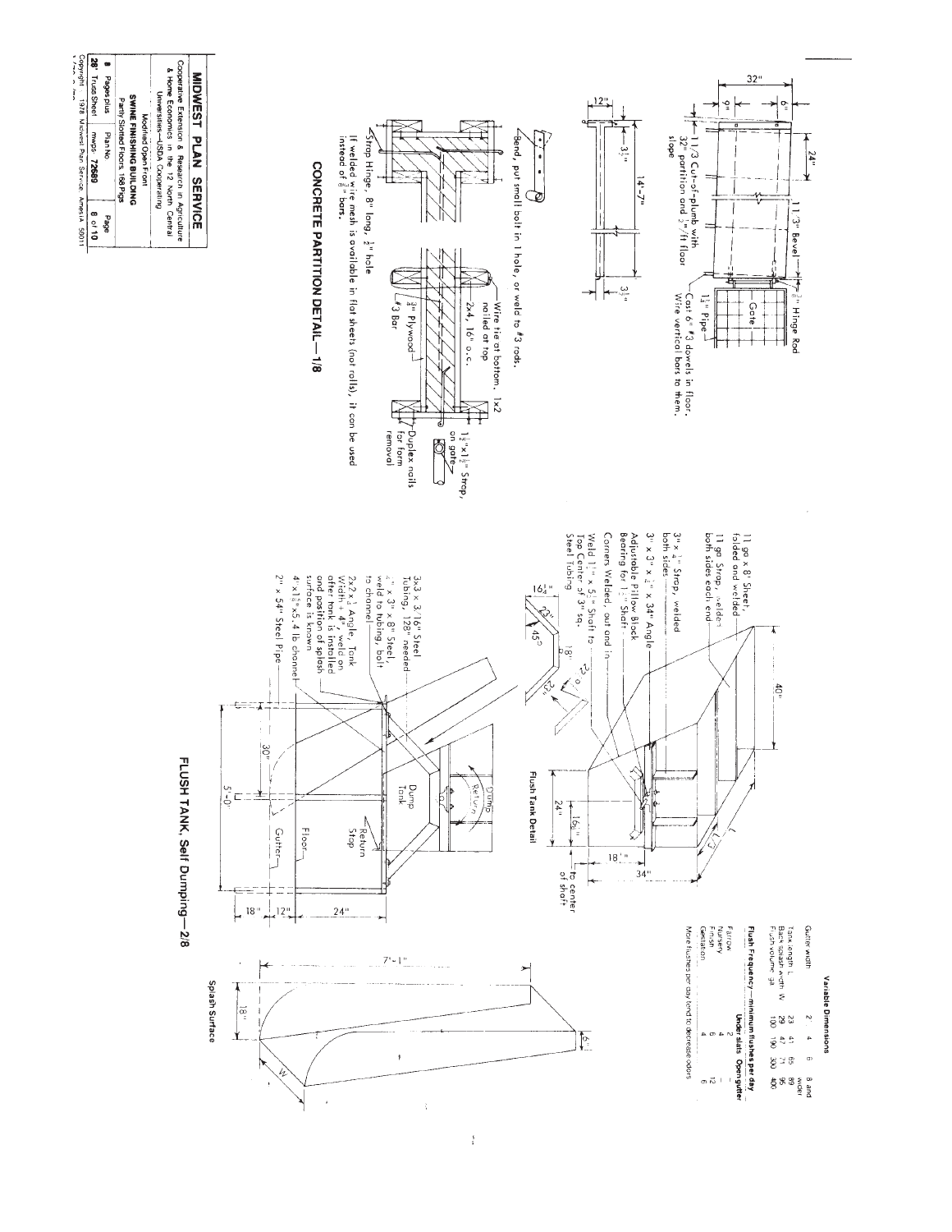# CONCRETE PARTITION DETAIL—1/8

32"

9"

6"

24"

11/3 Cut-of-plumb with 32" partition and ¾"/ft floor slope

11/3" Bevel

⅝" Hinge Rod

Gate

1¼" Pipe

Cast 6" #3 dowels in floor. Wire vertical bars to them.

12"

3½"

14'-7"

3½"

Bend, put small bolt in 1 hole, or weld to #3 rods.

Wire tie at bottom, 1x2 nailed at top

2x4, 16" o.c.

¾" Plywood

#3 Bar

1½"x1½" Strap, on gate

Duplex nails for form removal

Strap Hinge, 8" long, ½" hole

If welded wire mesh is available in flat sheets (not rolls), it can be used instead of ⅜" bars.

# FLUSH TANK, Self Dumping—2/8

## Flush Tank Detail

11 ga x 8' Sheet, folded and welded

11 ga Strap, welded both sides each end

3" x ½" Strap, welded both sides

3" x 3" x ¼" x 34" Angle

Adjustable Pillow Block Bearing for 1½" Shaft

Corners Welded, out and in

Weld 1½" x 5½" Shaft to Top Center of 3" sq. Steel Tubing

40"

L

24"

16½"

18½"

34"

to center of shaft

16¼"

23"

45°

18"

22°

62°

3x3 x 3/16" Steel Tubing, 128" needed

¼" x 3" x 8" Steel, weld to tubing, bolt to channel

2x2 x ¼ Angle, Tank Width + 4", weld on after tank is installed and position of splash surface is known

4" x 1⅝" x 5.4 lb channel

2" x 54" Steel Pipe

Dump Tank

Dump

Return

Return Stop

Floor

Gutter

30"

5'-0"

18"

12"

24"

## Splash Surface

7'-1"

18"

6"

W

## Variable Dimensions

| Gutter width | 2' | 4' | 6' | 8' and wider |
|---|---|---|---|---|
| Tank length L | 23 | 41 | 65 | 89 |
| Back splash width W | 29 | 47 | 71 | 95 |
| Flush volume, gal | 100 | 190 | 300 | 400 |

## Flush Frequency—minimum flushes per day

| | Under slats | Open gutter |
|---|---|---|
| Farrow | 2 | — |
| Nursery | 4 | — |
| Finish | 6 | 12 |
| Gestation | 4 | 6 |

More flushes per day tend to decrease odors

**MIDWEST PLAN SERVICE**

Cooperative Extension & Research in Agriculture & Home Economics in the 12 North Central Universities—USDA Cooperating

Modified Open Front

**SWINE FINISHING BUILDING**

Partly Slotted Floors, 168 Pigs

| | Plan No. | Page |
|---|---|---|
| 8 Pages plus 28' Truss Sheet | mwps-72689 | 8 of 10 |

Copyright 1978 Midwest Plan Service, Ames IA 50011